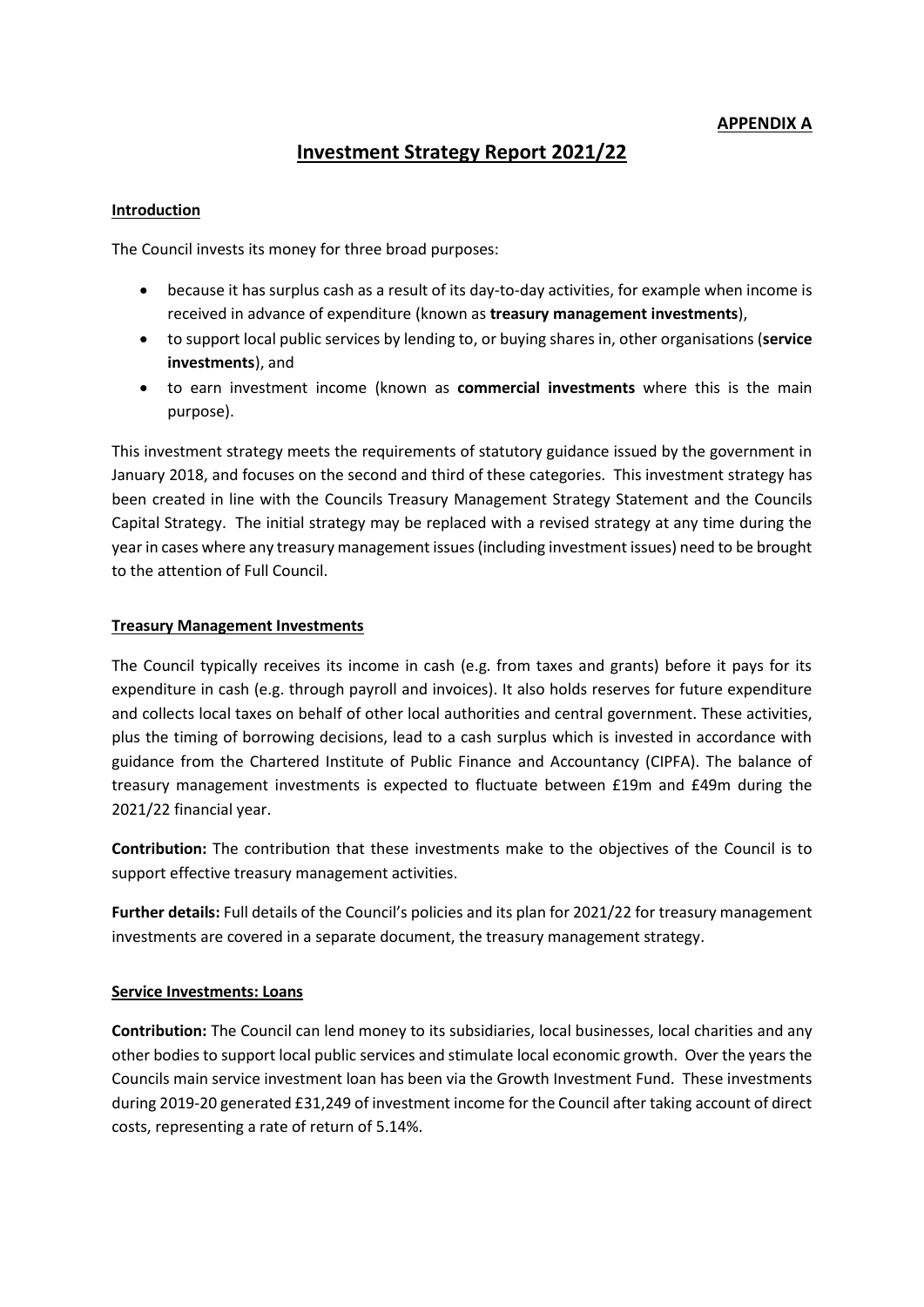**APPENDIX A**

# Investment Strategy Report 2021/22

## Introduction

The Council invests its money for three broad purposes:

- because it has surplus cash as a result of its day-to-day activities, for example when income is received in advance of expenditure (known as **treasury management investments**),
- to support local public services by lending to, or buying shares in, other organisations (**service investments**), and
- to earn investment income (known as **commercial investments** where this is the main purpose).

This investment strategy meets the requirements of statutory guidance issued by the government in January 2018, and focuses on the second and third of these categories. This investment strategy has been created in line with the Councils Treasury Management Strategy Statement and the Councils Capital Strategy. The initial strategy may be replaced with a revised strategy at any time during the year in cases where any treasury management issues (including investment issues) need to be brought to the attention of Full Council.

## Treasury Management Investments

The Council typically receives its income in cash (e.g. from taxes and grants) before it pays for its expenditure in cash (e.g. through payroll and invoices). It also holds reserves for future expenditure and collects local taxes on behalf of other local authorities and central government. These activities, plus the timing of borrowing decisions, lead to a cash surplus which is invested in accordance with guidance from the Chartered Institute of Public Finance and Accountancy (CIPFA). The balance of treasury management investments is expected to fluctuate between £19m and £49m during the 2021/22 financial year.

**Contribution:** The contribution that these investments make to the objectives of the Council is to support effective treasury management activities.

**Further details:** Full details of the Council's policies and its plan for 2021/22 for treasury management investments are covered in a separate document, the treasury management strategy.

## Service Investments: Loans

**Contribution:** The Council can lend money to its subsidiaries, local businesses, local charities and any other bodies to support local public services and stimulate local economic growth. Over the years the Councils main service investment loan has been via the Growth Investment Fund. These investments during 2019-20 generated £31,249 of investment income for the Council after taking account of direct costs, representing a rate of return of 5.14%.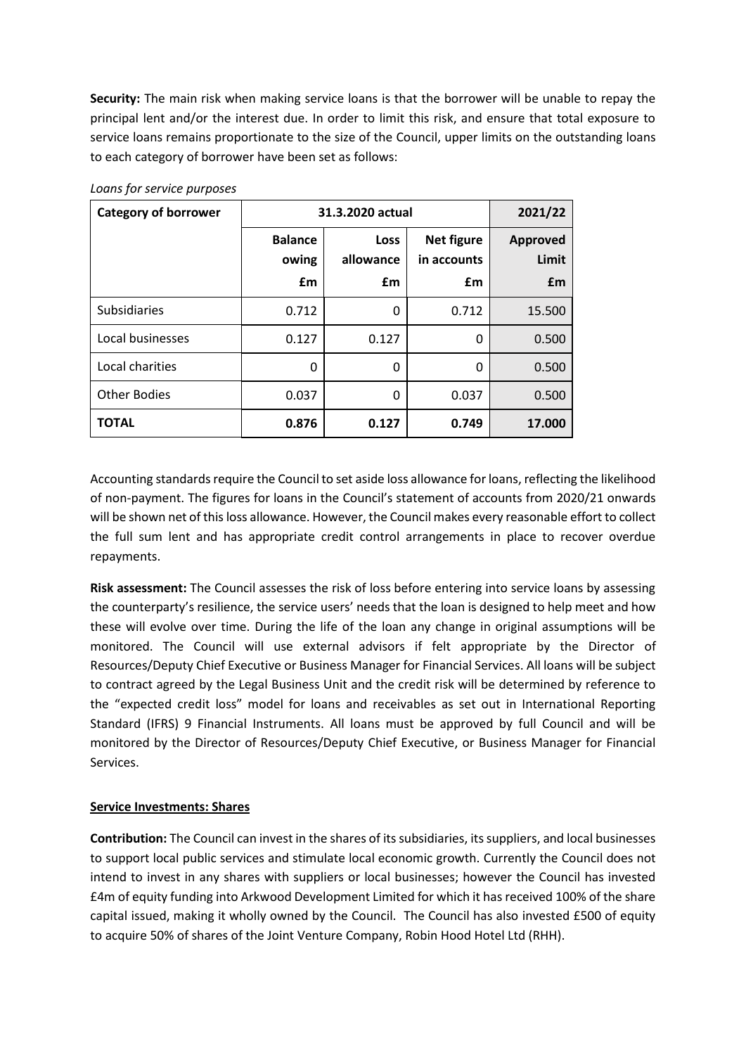**Security:** The main risk when making service loans is that the borrower will be unable to repay the principal lent and/or the interest due. In order to limit this risk, and ensure that total exposure to service loans remains proportionate to the size of the Council, upper limits on the outstanding loans to each category of borrower have been set as follows:

*Loans for service purposes*

| Category of borrower | 31.3.2020 actual | | | 2021/22 |
|---|---|---|---|---|
| | **Balance owing £m** | **Loss allowance £m** | **Net figure in accounts £m** | **Approved Limit £m** |
| Subsidiaries | 0.712 | 0 | 0.712 | 15.500 |
| Local businesses | 0.127 | 0.127 | 0 | 0.500 |
| Local charities | 0 | 0 | 0 | 0.500 |
| Other Bodies | 0.037 | 0 | 0.037 | 0.500 |
| **TOTAL** | **0.876** | **0.127** | **0.749** | **17.000** |

Accounting standards require the Council to set aside loss allowance for loans, reflecting the likelihood of non-payment. The figures for loans in the Council's statement of accounts from 2020/21 onwards will be shown net of this loss allowance. However, the Council makes every reasonable effort to collect the full sum lent and has appropriate credit control arrangements in place to recover overdue repayments.

**Risk assessment:** The Council assesses the risk of loss before entering into service loans by assessing the counterparty's resilience, the service users' needs that the loan is designed to help meet and how these will evolve over time. During the life of the loan any change in original assumptions will be monitored. The Council will use external advisors if felt appropriate by the Director of Resources/Deputy Chief Executive or Business Manager for Financial Services. All loans will be subject to contract agreed by the Legal Business Unit and the credit risk will be determined by reference to the "expected credit loss" model for loans and receivables as set out in International Reporting Standard (IFRS) 9 Financial Instruments. All loans must be approved by full Council and will be monitored by the Director of Resources/Deputy Chief Executive, or Business Manager for Financial Services.

**Service Investments: Shares**

**Contribution:** The Council can invest in the shares of its subsidiaries, its suppliers, and local businesses to support local public services and stimulate local economic growth. Currently the Council does not intend to invest in any shares with suppliers or local businesses; however the Council has invested £4m of equity funding into Arkwood Development Limited for which it has received 100% of the share capital issued, making it wholly owned by the Council. The Council has also invested £500 of equity to acquire 50% of shares of the Joint Venture Company, Robin Hood Hotel Ltd (RHH).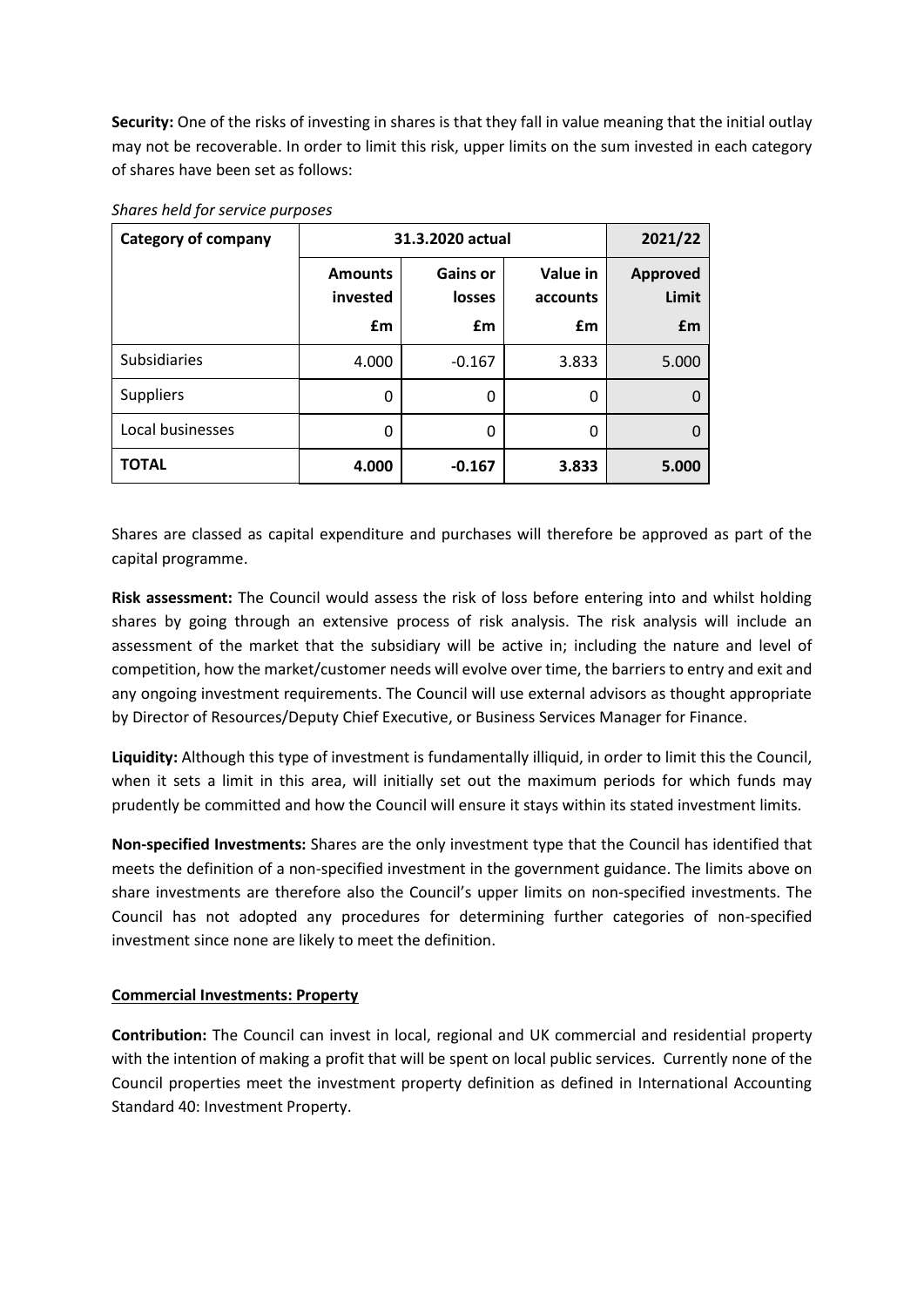**Security:** One of the risks of investing in shares is that they fall in value meaning that the initial outlay may not be recoverable. In order to limit this risk, upper limits on the sum invested in each category of shares have been set as follows:

*Shares held for service purposes*

| Category of company | 31.3.2020 actual | | | 2021/22 |
|---|---|---|---|---|
| | **Amounts invested £m** | **Gains or losses £m** | **Value in accounts £m** | **Approved Limit £m** |
| Subsidiaries | 4.000 | -0.167 | 3.833 | 5.000 |
| Suppliers | 0 | 0 | 0 | 0 |
| Local businesses | 0 | 0 | 0 | 0 |
| **TOTAL** | **4.000** | **-0.167** | **3.833** | **5.000** |

Shares are classed as capital expenditure and purchases will therefore be approved as part of the capital programme.

**Risk assessment:** The Council would assess the risk of loss before entering into and whilst holding shares by going through an extensive process of risk analysis. The risk analysis will include an assessment of the market that the subsidiary will be active in; including the nature and level of competition, how the market/customer needs will evolve over time, the barriers to entry and exit and any ongoing investment requirements. The Council will use external advisors as thought appropriate by Director of Resources/Deputy Chief Executive, or Business Services Manager for Finance.

**Liquidity:** Although this type of investment is fundamentally illiquid, in order to limit this the Council, when it sets a limit in this area, will initially set out the maximum periods for which funds may prudently be committed and how the Council will ensure it stays within its stated investment limits.

**Non-specified Investments:** Shares are the only investment type that the Council has identified that meets the definition of a non-specified investment in the government guidance. The limits above on share investments are therefore also the Council's upper limits on non-specified investments. The Council has not adopted any procedures for determining further categories of non-specified investment since none are likely to meet the definition.

**Commercial Investments: Property**

**Contribution:** The Council can invest in local, regional and UK commercial and residential property with the intention of making a profit that will be spent on local public services. Currently none of the Council properties meet the investment property definition as defined in International Accounting Standard 40: Investment Property.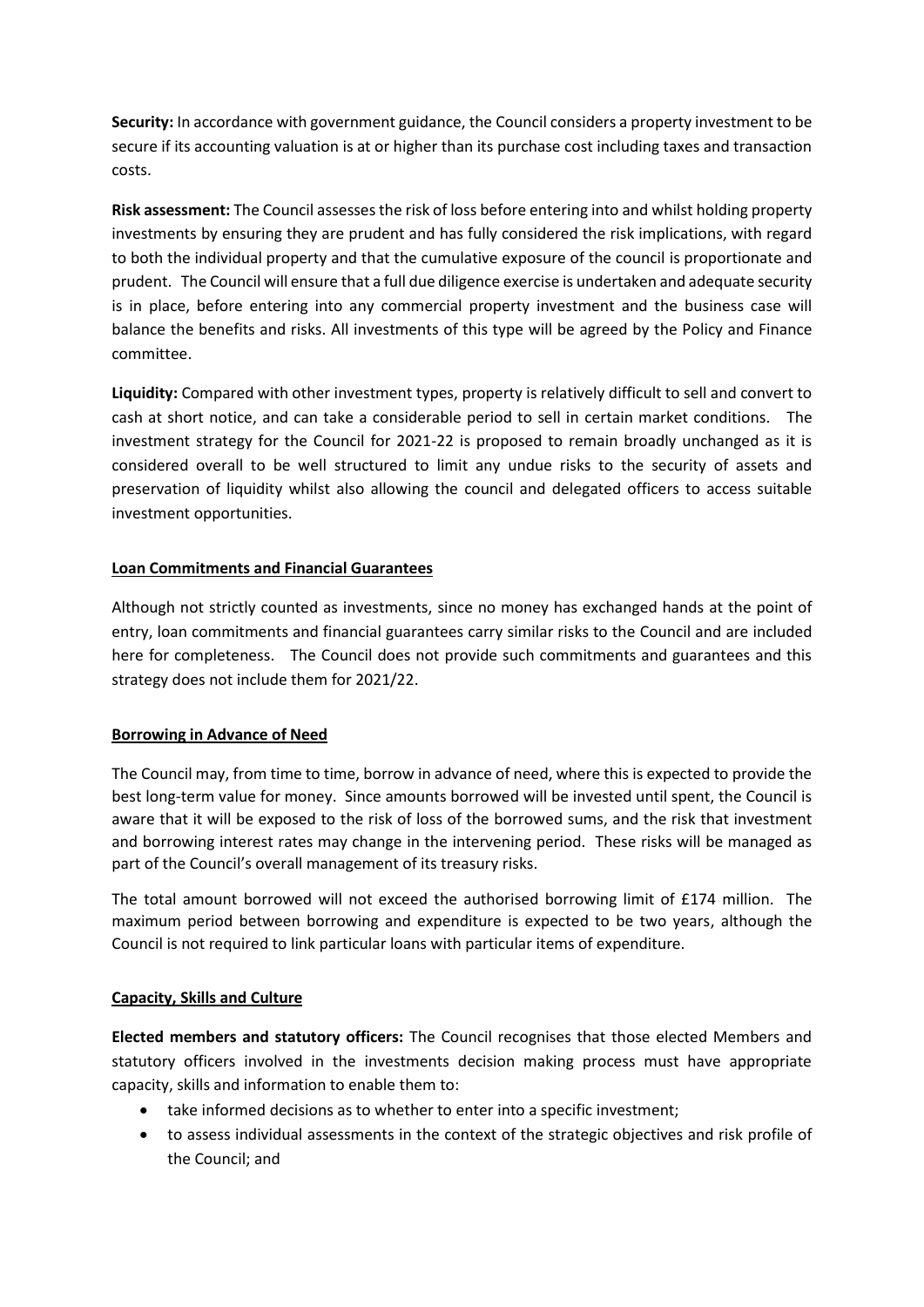**Security:** In accordance with government guidance, the Council considers a property investment to be secure if its accounting valuation is at or higher than its purchase cost including taxes and transaction costs.

**Risk assessment:** The Council assesses the risk of loss before entering into and whilst holding property investments by ensuring they are prudent and has fully considered the risk implications, with regard to both the individual property and that the cumulative exposure of the council is proportionate and prudent. The Council will ensure that a full due diligence exercise is undertaken and adequate security is in place, before entering into any commercial property investment and the business case will balance the benefits and risks. All investments of this type will be agreed by the Policy and Finance committee.

**Liquidity:** Compared with other investment types, property is relatively difficult to sell and convert to cash at short notice, and can take a considerable period to sell in certain market conditions. The investment strategy for the Council for 2021-22 is proposed to remain broadly unchanged as it is considered overall to be well structured to limit any undue risks to the security of assets and preservation of liquidity whilst also allowing the council and delegated officers to access suitable investment opportunities.

## Loan Commitments and Financial Guarantees

Although not strictly counted as investments, since no money has exchanged hands at the point of entry, loan commitments and financial guarantees carry similar risks to the Council and are included here for completeness. The Council does not provide such commitments and guarantees and this strategy does not include them for 2021/22.

## Borrowing in Advance of Need

The Council may, from time to time, borrow in advance of need, where this is expected to provide the best long-term value for money. Since amounts borrowed will be invested until spent, the Council is aware that it will be exposed to the risk of loss of the borrowed sums, and the risk that investment and borrowing interest rates may change in the intervening period. These risks will be managed as part of the Council's overall management of its treasury risks.

The total amount borrowed will not exceed the authorised borrowing limit of £174 million. The maximum period between borrowing and expenditure is expected to be two years, although the Council is not required to link particular loans with particular items of expenditure.

## Capacity, Skills and Culture

**Elected members and statutory officers:** The Council recognises that those elected Members and statutory officers involved in the investments decision making process must have appropriate capacity, skills and information to enable them to:

- take informed decisions as to whether to enter into a specific investment;
- to assess individual assessments in the context of the strategic objectives and risk profile of the Council; and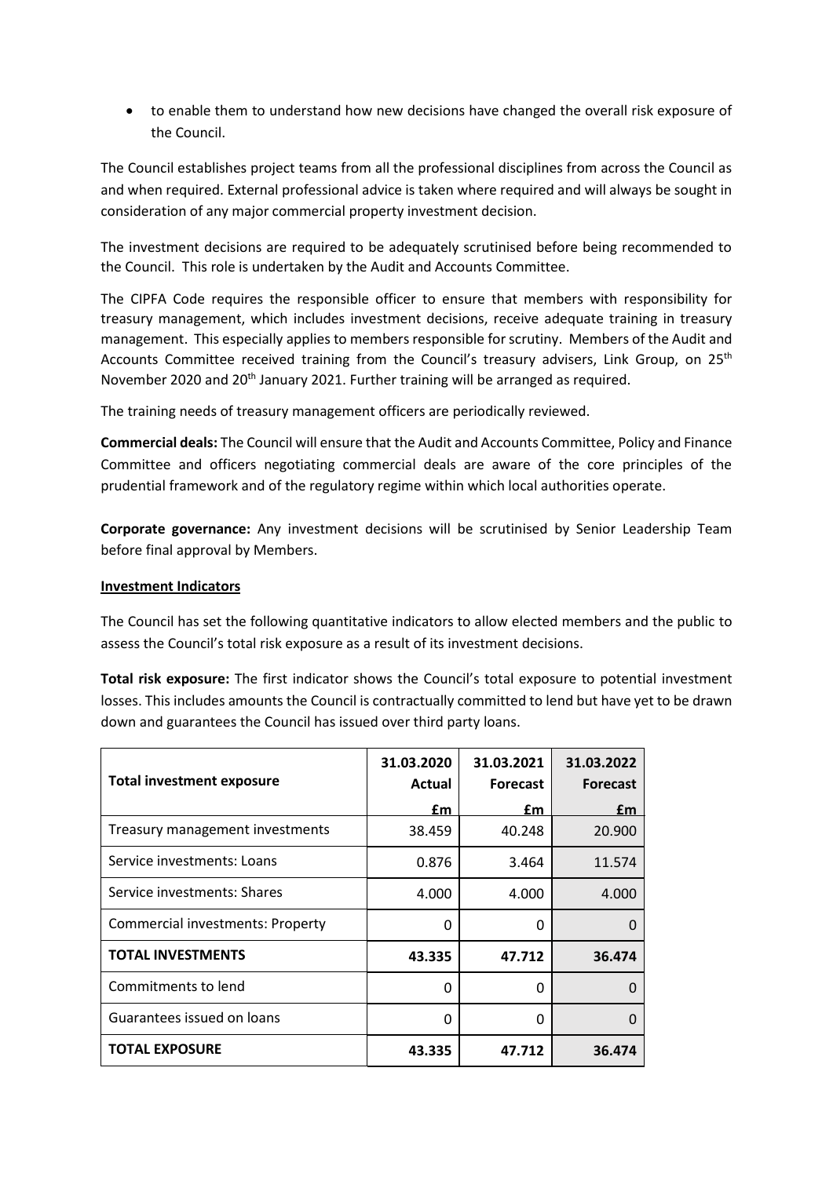- to enable them to understand how new decisions have changed the overall risk exposure of the Council.

The Council establishes project teams from all the professional disciplines from across the Council as and when required. External professional advice is taken where required and will always be sought in consideration of any major commercial property investment decision.

The investment decisions are required to be adequately scrutinised before being recommended to the Council. This role is undertaken by the Audit and Accounts Committee.

The CIPFA Code requires the responsible officer to ensure that members with responsibility for treasury management, which includes investment decisions, receive adequate training in treasury management. This especially applies to members responsible for scrutiny. Members of the Audit and Accounts Committee received training from the Council's treasury advisers, Link Group, on 25th November 2020 and 20th January 2021. Further training will be arranged as required.

The training needs of treasury management officers are periodically reviewed.

**Commercial deals:** The Council will ensure that the Audit and Accounts Committee, Policy and Finance Committee and officers negotiating commercial deals are aware of the core principles of the prudential framework and of the regulatory regime within which local authorities operate.

**Corporate governance:** Any investment decisions will be scrutinised by Senior Leadership Team before final approval by Members.

## Investment Indicators

The Council has set the following quantitative indicators to allow elected members and the public to assess the Council's total risk exposure as a result of its investment decisions.

**Total risk exposure:** The first indicator shows the Council's total exposure to potential investment losses. This includes amounts the Council is contractually committed to lend but have yet to be drawn down and guarantees the Council has issued over third party loans.

| Total investment exposure | 31.03.2020 Actual £m | 31.03.2021 Forecast £m | 31.03.2022 Forecast £m |
|---|---|---|---|
| Treasury management investments | 38.459 | 40.248 | 20.900 |
| Service investments: Loans | 0.876 | 3.464 | 11.574 |
| Service investments: Shares | 4.000 | 4.000 | 4.000 |
| Commercial investments: Property | 0 | 0 | 0 |
| **TOTAL INVESTMENTS** | **43.335** | **47.712** | **36.474** |
| Commitments to lend | 0 | 0 | 0 |
| Guarantees issued on loans | 0 | 0 | 0 |
| **TOTAL EXPOSURE** | **43.335** | **47.712** | **36.474** |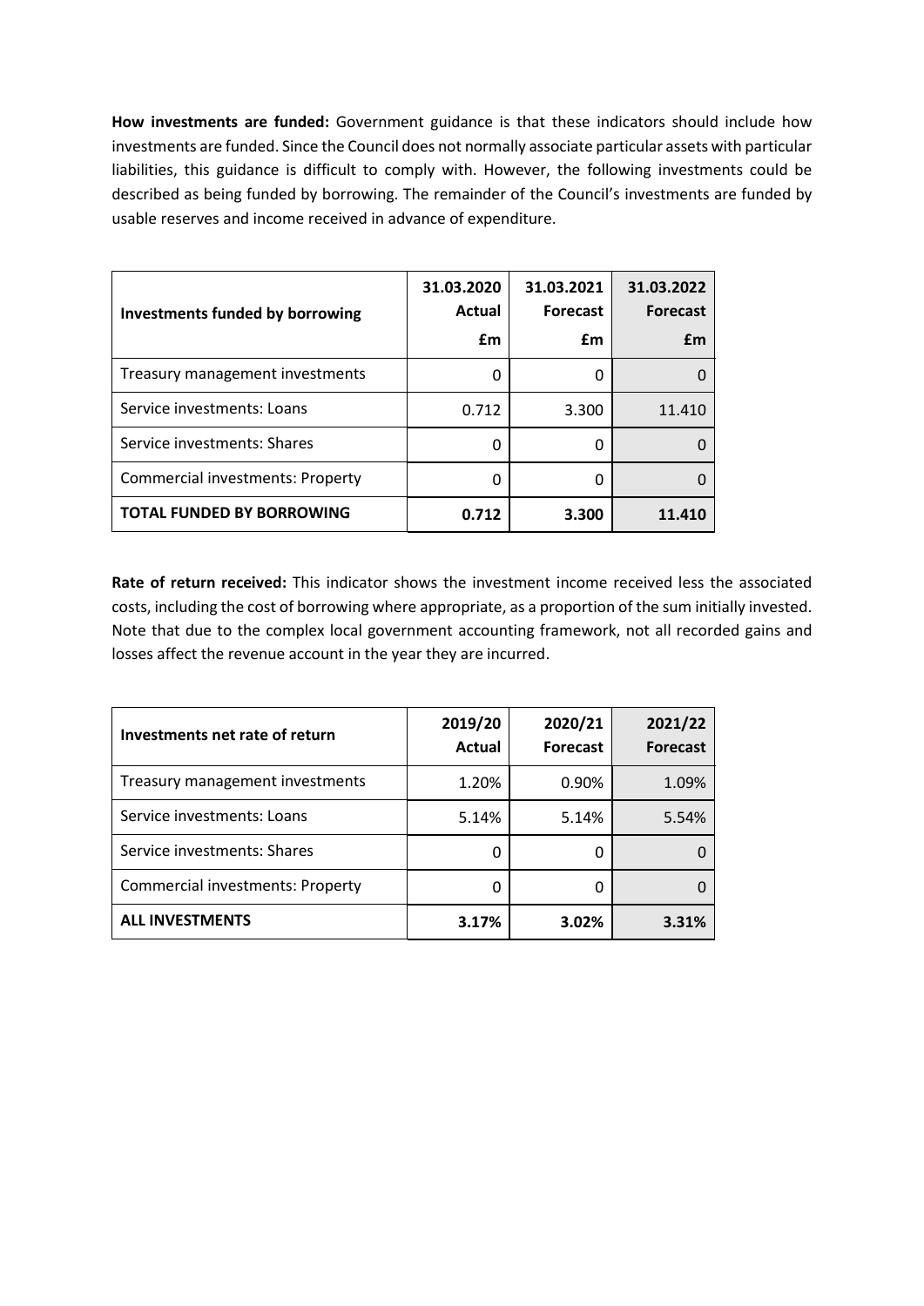**How investments are funded:** Government guidance is that these indicators should include how investments are funded. Since the Council does not normally associate particular assets with particular liabilities, this guidance is difficult to comply with. However, the following investments could be described as being funded by borrowing. The remainder of the Council's investments are funded by usable reserves and income received in advance of expenditure.

| Investments funded by borrowing | 31.03.2020 Actual £m | 31.03.2021 Forecast £m | 31.03.2022 Forecast £m |
|---|---|---|---|
| Treasury management investments | 0 | 0 | 0 |
| Service investments: Loans | 0.712 | 3.300 | 11.410 |
| Service investments: Shares | 0 | 0 | 0 |
| Commercial investments: Property | 0 | 0 | 0 |
| **TOTAL FUNDED BY BORROWING** | **0.712** | **3.300** | **11.410** |

**Rate of return received:** This indicator shows the investment income received less the associated costs, including the cost of borrowing where appropriate, as a proportion of the sum initially invested. Note that due to the complex local government accounting framework, not all recorded gains and losses affect the revenue account in the year they are incurred.

| Investments net rate of return | 2019/20 Actual | 2020/21 Forecast | 2021/22 Forecast |
|---|---|---|---|
| Treasury management investments | 1.20% | 0.90% | 1.09% |
| Service investments: Loans | 5.14% | 5.14% | 5.54% |
| Service investments: Shares | 0 | 0 | 0 |
| Commercial investments: Property | 0 | 0 | 0 |
| **ALL INVESTMENTS** | **3.17%** | **3.02%** | **3.31%** |